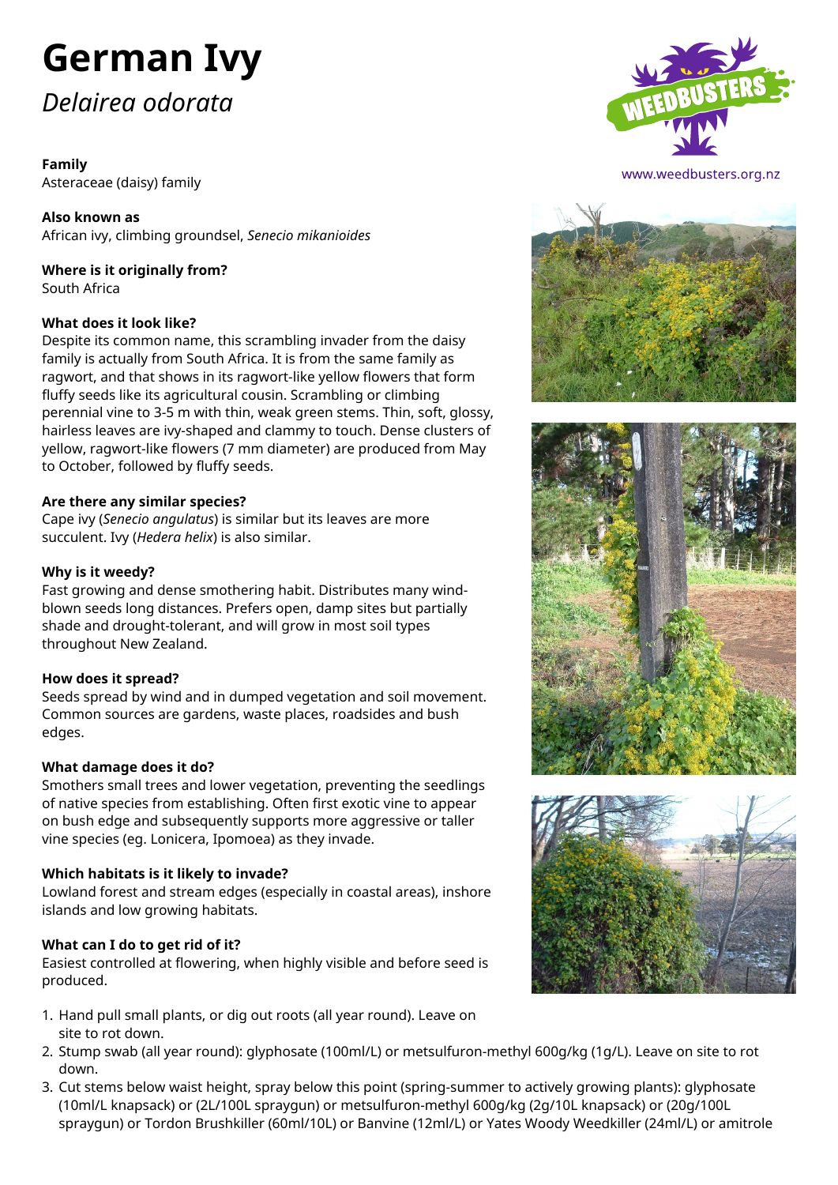# German Ivy

## *Delairea odorata*

www.weedbusters.org.nz

**Family**
Asteraceae (daisy) family

**Also known as**
African ivy, climbing groundsel, *Senecio mikanioides*

**Where is it originally from?**
South Africa

**What does it look like?**
Despite its common name, this scrambling invader from the daisy family is actually from South Africa. It is from the same family as ragwort, and that shows in its ragwort-like yellow flowers that form fluffy seeds like its agricultural cousin. Scrambling or climbing perennial vine to 3-5 m with thin, weak green stems. Thin, soft, glossy, hairless leaves are ivy-shaped and clammy to touch. Dense clusters of yellow, ragwort-like flowers (7 mm diameter) are produced from May to October, followed by fluffy seeds.

**Are there any similar species?**
Cape ivy (*Senecio angulatus*) is similar but its leaves are more succulent. Ivy (*Hedera helix*) is also similar.

**Why is it weedy?**
Fast growing and dense smothering habit. Distributes many wind-blown seeds long distances. Prefers open, damp sites but partially shade and drought-tolerant, and will grow in most soil types throughout New Zealand.

**How does it spread?**
Seeds spread by wind and in dumped vegetation and soil movement. Common sources are gardens, waste places, roadsides and bush edges.

**What damage does it do?**
Smothers small trees and lower vegetation, preventing the seedlings of native species from establishing. Often first exotic vine to appear on bush edge and subsequently supports more aggressive or taller vine species (eg. Lonicera, Ipomoea) as they invade.

**Which habitats is it likely to invade?**
Lowland forest and stream edges (especially in coastal areas), inshore islands and low growing habitats.

**What can I do to get rid of it?**
Easiest controlled at flowering, when highly visible and before seed is produced.

1. Hand pull small plants, or dig out roots (all year round). Leave on site to rot down.
2. Stump swab (all year round): glyphosate (100ml/L) or metsulfuron-methyl 600g/kg (1g/L). Leave on site to rot down.
3. Cut stems below waist height, spray below this point (spring-summer to actively growing plants): glyphosate (10ml/L knapsack) or (2L/100L spraygun) or metsulfuron-methyl 600g/kg (2g/10L knapsack) or (20g/100L spraygun) or Tordon Brushkiller (60ml/10L) or Banvine (12ml/L) or Yates Woody Weedkiller (24ml/L) or amitrole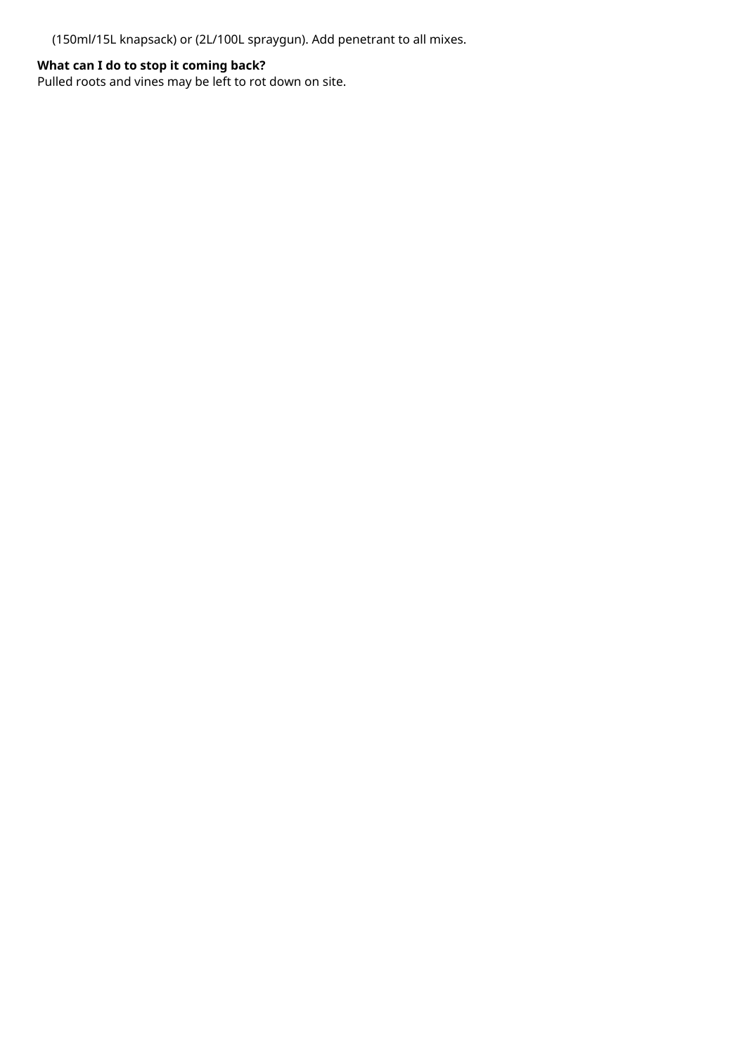(150ml/15L knapsack) or (2L/100L spraygun). Add penetrant to all mixes.

**What can I do to stop it coming back?**

Pulled roots and vines may be left to rot down on site.